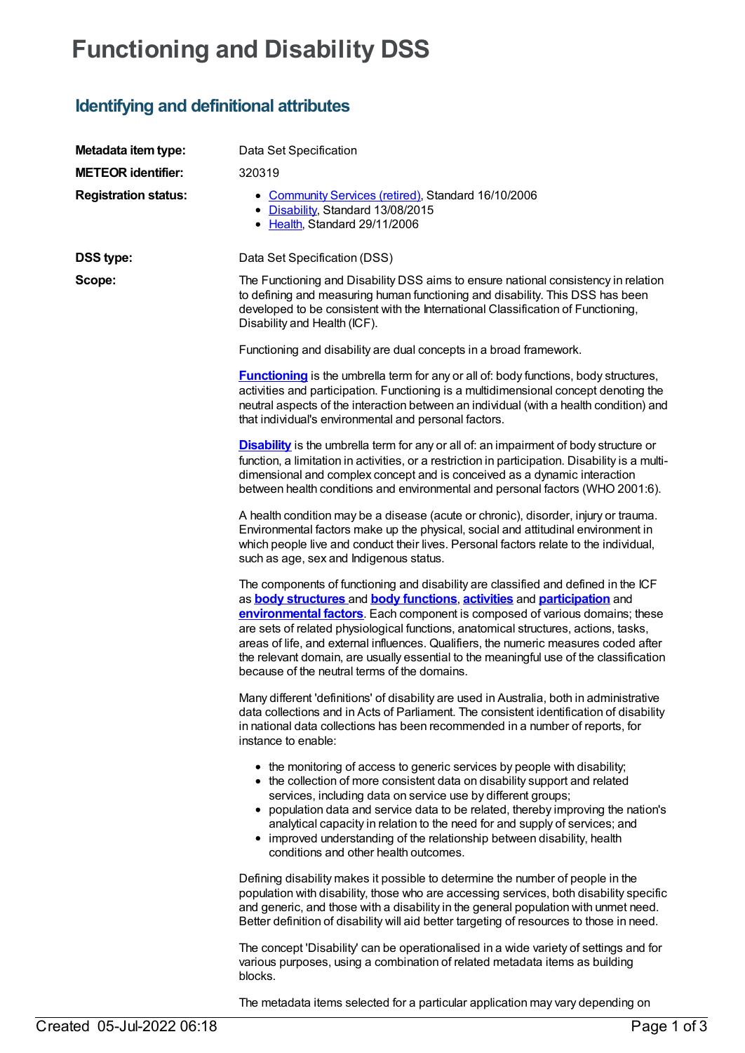# Functioning and Disability DSS

## Identifying and definitional attributes

**Metadata item type:** Data Set Specification

**METEOR identifier:** 320319

**Registration status:**

- Community Services (retired), Standard 16/10/2006
- Disability, Standard 13/08/2015
- Health, Standard 29/11/2006

**DSS type:** Data Set Specification (DSS)

**Scope:**

The Functioning and Disability DSS aims to ensure national consistency in relation to defining and measuring human functioning and disability. This DSS has been developed to be consistent with the International Classification of Functioning, Disability and Health (ICF).

Functioning and disability are dual concepts in a broad framework.

**Functioning** is the umbrella term for any or all of: body functions, body structures, activities and participation. Functioning is a multidimensional concept denoting the neutral aspects of the interaction between an individual (with a health condition) and that individual's environmental and personal factors.

**Disability** is the umbrella term for any or all of: an impairment of body structure or function, a limitation in activities, or a restriction in participation. Disability is a multi-dimensional and complex concept and is conceived as a dynamic interaction between health conditions and environmental and personal factors (WHO 2001:6).

A health condition may be a disease (acute or chronic), disorder, injury or trauma. Environmental factors make up the physical, social and attitudinal environment in which people live and conduct their lives. Personal factors relate to the individual, such as age, sex and Indigenous status.

The components of functioning and disability are classified and defined in the ICF as **body structures** and **body functions**, **activities** and **participation** and **environmental factors**. Each component is composed of various domains; these are sets of related physiological functions, anatomical structures, actions, tasks, areas of life, and external influences. Qualifiers, the numeric measures coded after the relevant domain, are usually essential to the meaningful use of the classification because of the neutral terms of the domains.

Many different 'definitions' of disability are used in Australia, both in administrative data collections and in Acts of Parliament. The consistent identification of disability in national data collections has been recommended in a number of reports, for instance to enable:

- the monitoring of access to generic services by people with disability;
- the collection of more consistent data on disability support and related services, including data on service use by different groups;
- population data and service data to be related, thereby improving the nation's analytical capacity in relation to the need for and supply of services; and
- improved understanding of the relationship between disability, health conditions and other health outcomes.

Defining disability makes it possible to determine the number of people in the population with disability, those who are accessing services, both disability specific and generic, and those with a disability in the general population with unmet need. Better definition of disability will aid better targeting of resources to those in need.

The concept 'Disability' can be operationalised in a wide variety of settings and for various purposes, using a combination of related metadata items as building blocks.

The metadata items selected for a particular application may vary depending on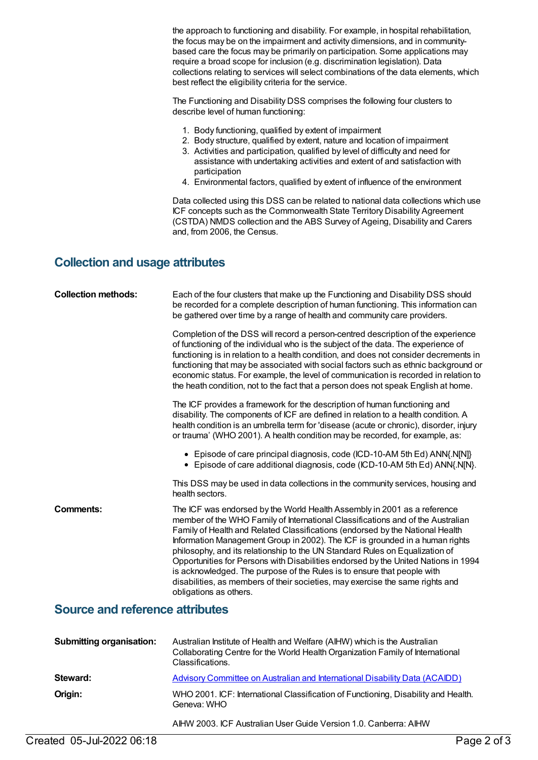the approach to functioning and disability. For example, in hospital rehabilitation, the focus may be on the impairment and activity dimensions, and in community-based care the focus may be primarily on participation. Some applications may require a broad scope for inclusion (e.g. discrimination legislation). Data collections relating to services will select combinations of the data elements, which best reflect the eligibility criteria for the service.

The Functioning and Disability DSS comprises the following four clusters to describe level of human functioning:

1. Body functioning, qualified by extent of impairment
2. Body structure, qualified by extent, nature and location of impairment
3. Activities and participation, qualified by level of difficulty and need for assistance with undertaking activities and extent of and satisfaction with participation
4. Environmental factors, qualified by extent of influence of the environment

Data collected using this DSS can be related to national data collections which use ICF concepts such as the Commonwealth State Territory Disability Agreement (CSTDA) NMDS collection and the ABS Survey of Ageing, Disability and Carers and, from 2006, the Census.

## Collection and usage attributes

**Collection methods:**

Each of the four clusters that make up the Functioning and Disability DSS should be recorded for a complete description of human functioning. This information can be gathered over time by a range of health and community care providers.

Completion of the DSS will record a person-centred description of the experience of functioning of the individual who is the subject of the data. The experience of functioning is in relation to a health condition, and does not consider decrements in functioning that may be associated with social factors such as ethnic background or economic status. For example, the level of communication is recorded in relation to the heath condition, not to the fact that a person does not speak English at home.

The ICF provides a framework for the description of human functioning and disability. The components of ICF are defined in relation to a health condition. A health condition is an umbrella term for 'disease (acute or chronic), disorder, injury or trauma' (WHO 2001). A health condition may be recorded, for example, as:

- Episode of care principal diagnosis, code (ICD-10-AM 5th Ed) ANN{.N[N]}
- Episode of care additional diagnosis, code (ICD-10-AM 5th Ed) ANN{.N[N}.

This DSS may be used in data collections in the community services, housing and health sectors.

**Comments:**

The ICF was endorsed by the World Health Assembly in 2001 as a reference member of the WHO Family of International Classifications and of the Australian Family of Health and Related Classifications (endorsed by the National Health Information Management Group in 2002). The ICF is grounded in a human rights philosophy, and its relationship to the UN Standard Rules on Equalization of Opportunities for Persons with Disabilities endorsed by the United Nations in 1994 is acknowledged. The purpose of the Rules is to ensure that people with disabilities, as members of their societies, may exercise the same rights and obligations as others.

## Source and reference attributes

**Submitting organisation:** Australian Institute of Health and Welfare (AIHW) which is the Australian Collaborating Centre for the World Health Organization Family of International Classifications.

**Steward:** Advisory Committee on Australian and International Disability Data (ACAIDD)

**Origin:** WHO 2001. ICF: International Classification of Functioning, Disability and Health. Geneva: WHO

AIHW 2003. ICF Australian User Guide Version 1.0. Canberra: AIHW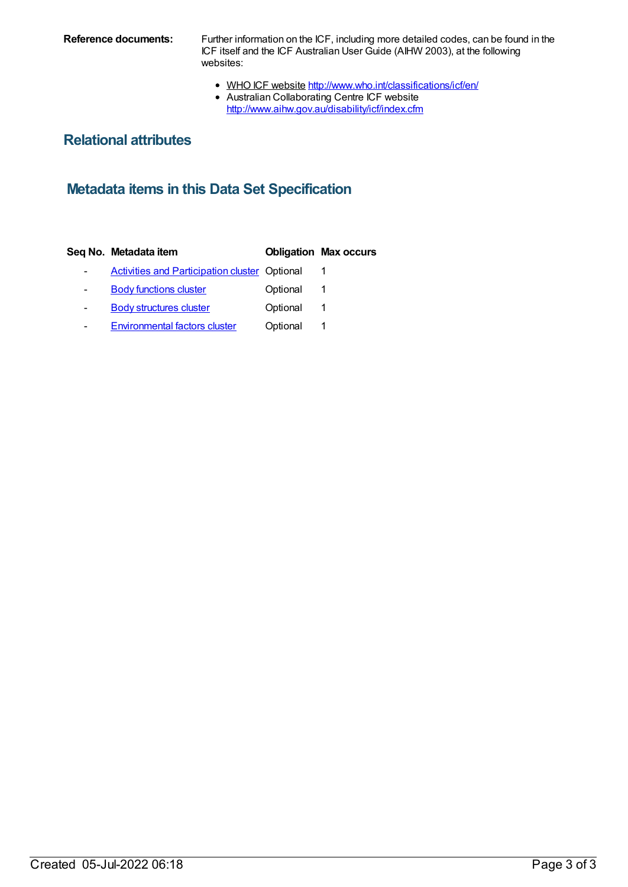**Reference documents:** Further information on the ICF, including more detailed codes, can be found in the ICF itself and the ICF Australian User Guide (AIHW 2003), at the following websites:

- WHO ICF website http://www.who.int/classifications/icf/en/
- Australian Collaborating Centre ICF website http://www.aihw.gov.au/disability/icf/index.cfm

## Relational attributes

## Metadata items in this Data Set Specification

| Seq No. | Metadata item | Obligation | Max occurs |
| --- | --- | --- | --- |
| - | Activities and Participation cluster | Optional | 1 |
| - | Body functions cluster | Optional | 1 |
| - | Body structures cluster | Optional | 1 |
| - | Environmental factors cluster | Optional | 1 |